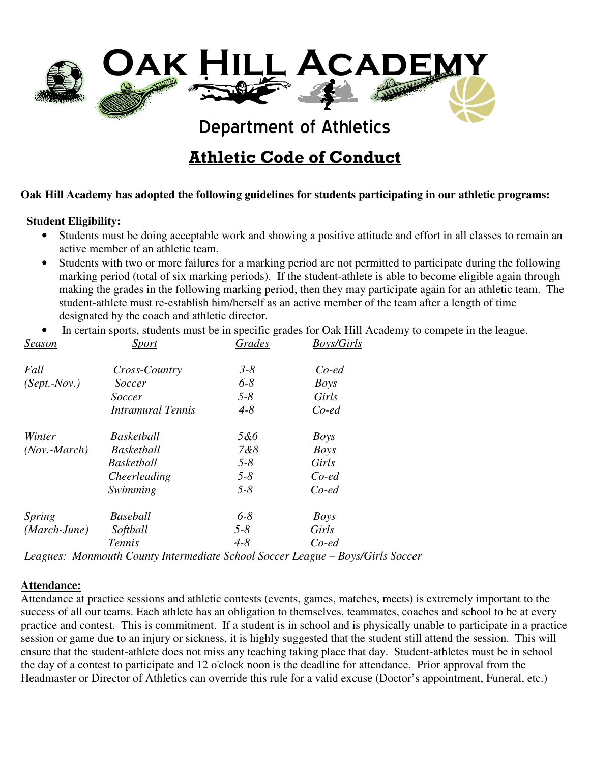# Oak Hill Academy

## Department of Athletics

## Athletic Code of Conduct

**Oak Hill Academy has adopted the following guidelines for students participating in our athletic programs:**

**Student Eligibility:**

- Students must be doing acceptable work and showing a positive attitude and effort in all classes to remain an active member of an athletic team.
- Students with two or more failures for a marking period are not permitted to participate during the following marking period (total of six marking periods). If the student-athlete is able to become eligible again through making the grades in the following marking period, then they may participate again for an athletic team. The student-athlete must re-establish him/herself as an active member of the team after a length of time designated by the coach and athletic director.
- In certain sports, students must be in specific grades for Oak Hill Academy to compete in the league.

| *Season* | *Sport* | *Grades* | *Boys/Girls* |
|---|---|---|---|
| *Fall (Sept.-Nov.)* | *Cross-Country* | *3-8* | *Co-ed* |
| | *Soccer* | *6-8* | *Boys* |
| | *Soccer* | *5-8* | *Girls* |
| | *Intramural Tennis* | *4-8* | *Co-ed* |
| *Winter (Nov.-March)* | *Basketball* | *5&6* | *Boys* |
| | *Basketball* | *7&8* | *Boys* |
| | *Basketball* | *5-8* | *Girls* |
| | *Cheerleading* | *5-8* | *Co-ed* |
| | *Swimming* | *5-8* | *Co-ed* |
| *Spring (March-June)* | *Baseball* | *6-8* | *Boys* |
| | *Softball* | *5-8* | *Girls* |
| | *Tennis* | *4-8* | *Co-ed* |

*Leagues: Monmouth County Intermediate School Soccer League – Boys/Girls Soccer*

**Attendance:**

Attendance at practice sessions and athletic contests (events, games, matches, meets) is extremely important to the success of all our teams. Each athlete has an obligation to themselves, teammates, coaches and school to be at every practice and contest. This is commitment. If a student is in school and is physically unable to participate in a practice session or game due to an injury or sickness, it is highly suggested that the student still attend the session. This will ensure that the student-athlete does not miss any teaching taking place that day. Student-athletes must be in school the day of a contest to participate and 12 o'clock noon is the deadline for attendance. Prior approval from the Headmaster or Director of Athletics can override this rule for a valid excuse (Doctor's appointment, Funeral, etc.)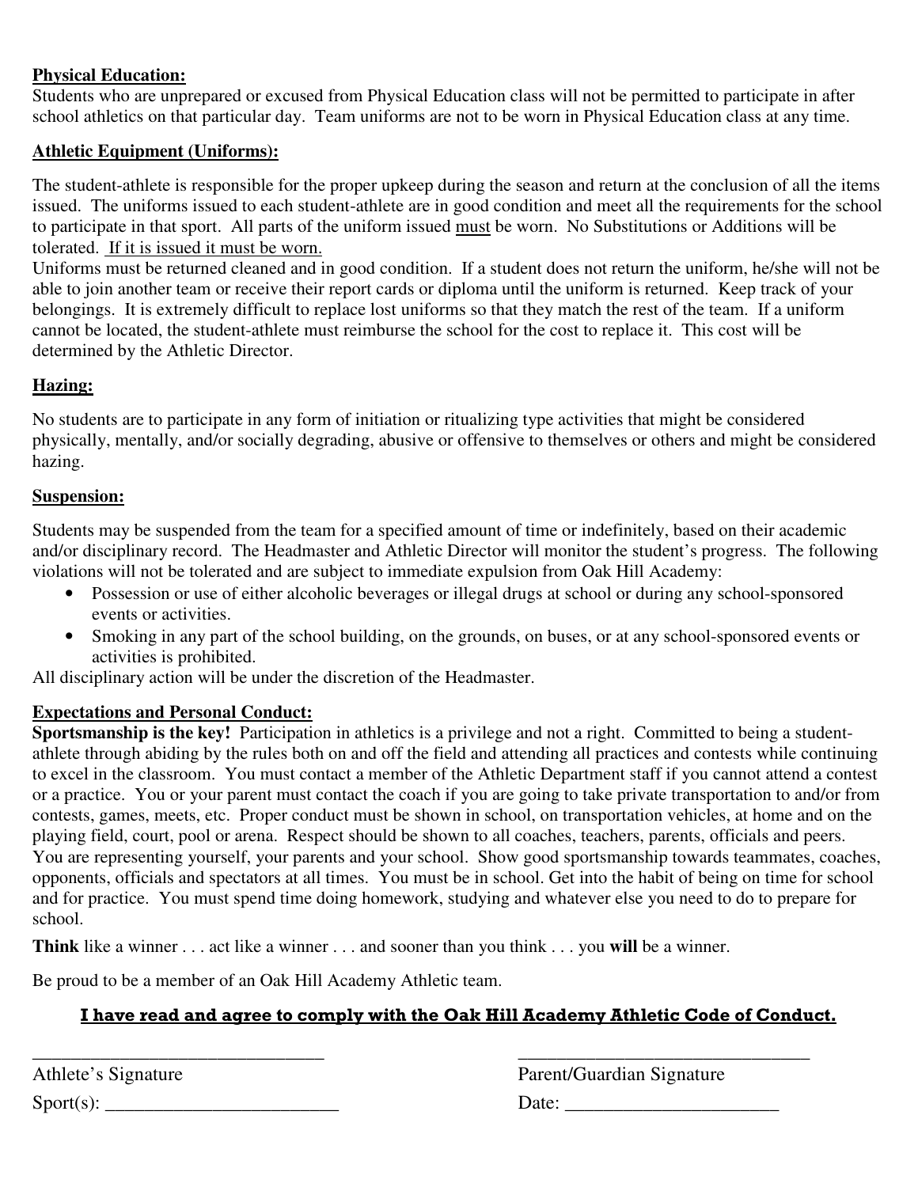**Physical Education:**
Students who are unprepared or excused from Physical Education class will not be permitted to participate in after school athletics on that particular day. Team uniforms are not to be worn in Physical Education class at any time.

**Athletic Equipment (Uniforms):**

The student-athlete is responsible for the proper upkeep during the season and return at the conclusion of all the items issued. The uniforms issued to each student-athlete are in good condition and meet all the requirements for the school to participate in that sport. All parts of the uniform issued must be worn. No Substitutions or Additions will be tolerated. If it is issued it must be worn.
Uniforms must be returned cleaned and in good condition. If a student does not return the uniform, he/she will not be able to join another team or receive their report cards or diploma until the uniform is returned. Keep track of your belongings. It is extremely difficult to replace lost uniforms so that they match the rest of the team. If a uniform cannot be located, the student-athlete must reimburse the school for the cost to replace it. This cost will be determined by the Athletic Director.

**Hazing:**

No students are to participate in any form of initiation or ritualizing type activities that might be considered physically, mentally, and/or socially degrading, abusive or offensive to themselves or others and might be considered hazing.

**Suspension:**

Students may be suspended from the team for a specified amount of time or indefinitely, based on their academic and/or disciplinary record. The Headmaster and Athletic Director will monitor the student's progress. The following violations will not be tolerated and are subject to immediate expulsion from Oak Hill Academy:

- Possession or use of either alcoholic beverages or illegal drugs at school or during any school-sponsored events or activities.
- Smoking in any part of the school building, on the grounds, on buses, or at any school-sponsored events or activities is prohibited.

All disciplinary action will be under the discretion of the Headmaster.

**Expectations and Personal Conduct:**
**Sportsmanship is the key!** Participation in athletics is a privilege and not a right. Committed to being a student-athlete through abiding by the rules both on and off the field and attending all practices and contests while continuing to excel in the classroom. You must contact a member of the Athletic Department staff if you cannot attend a contest or a practice. You or your parent must contact the coach if you are going to take private transportation to and/or from contests, games, meets, etc. Proper conduct must be shown in school, on transportation vehicles, at home and on the playing field, court, pool or arena. Respect should be shown to all coaches, teachers, parents, officials and peers. You are representing yourself, your parents and your school. Show good sportsmanship towards teammates, coaches, opponents, officials and spectators at all times. You must be in school. Get into the habit of being on time for school and for practice. You must spend time doing homework, studying and whatever else you need to do to prepare for school.

**Think** like a winner . . . act like a winner . . . and sooner than you think . . . you **will** be a winner.

Be proud to be a member of an Oak Hill Academy Athletic team.

**I have read and agree to comply with the Oak Hill Academy Athletic Code of Conduct.**

_______________________________ &nbsp;&nbsp;&nbsp;&nbsp; _______________________________

Athlete's Signature &nbsp;&nbsp;&nbsp;&nbsp; Parent/Guardian Signature

Sport(s): _________________________ &nbsp;&nbsp;&nbsp;&nbsp; Date: _______________________